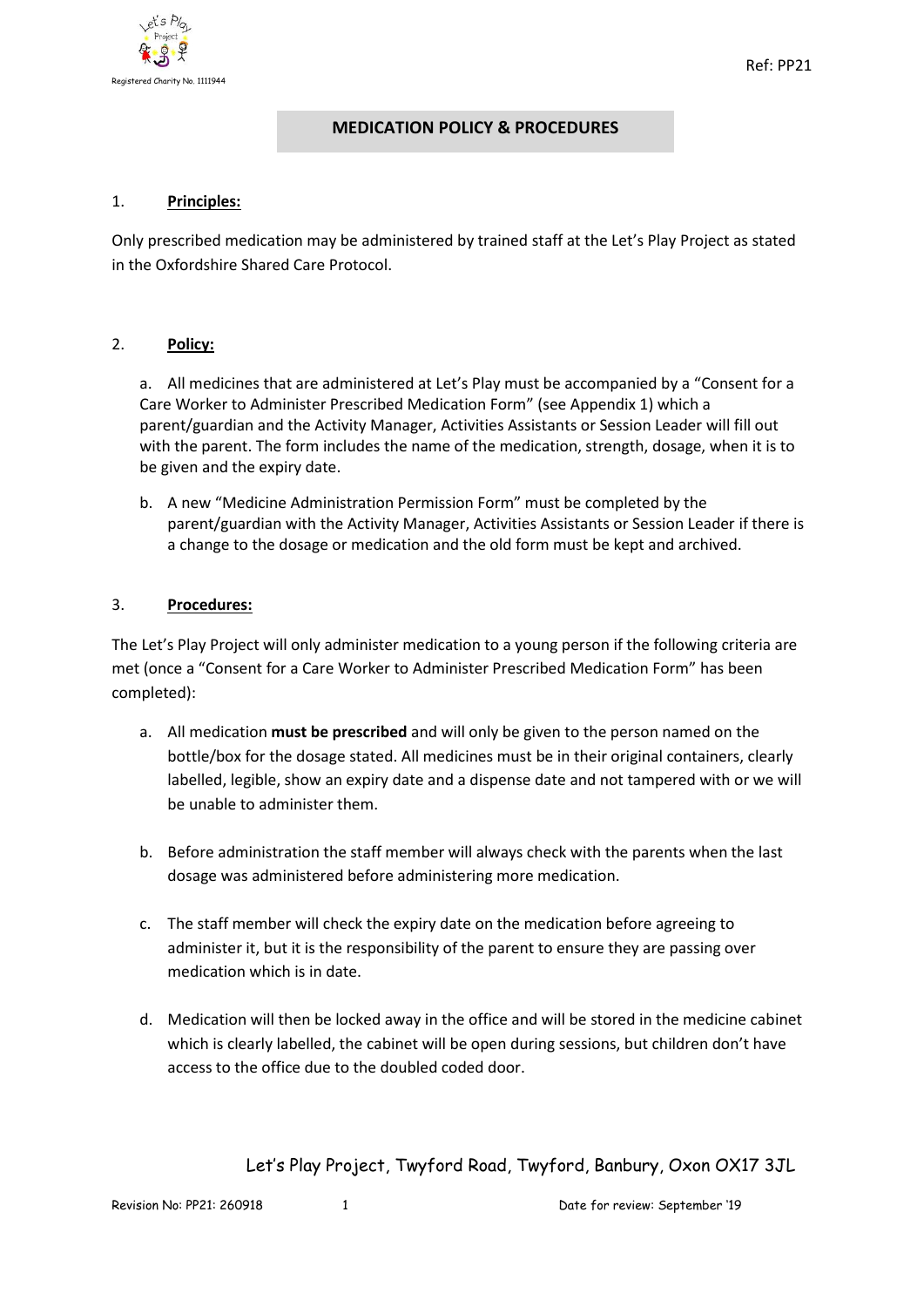Registered Charity No. 1111944

Ref: PP21

# MEDICATION POLICY & PROCEDURES

## 1. **Principles:**

Only prescribed medication may be administered by trained staff at the Let's Play Project as stated in the Oxfordshire Shared Care Protocol.

## 2. **Policy:**

a. All medicines that are administered at Let's Play must be accompanied by a "Consent for a Care Worker to Administer Prescribed Medication Form" (see Appendix 1) which a parent/guardian and the Activity Manager, Activities Assistants or Session Leader will fill out with the parent. The form includes the name of the medication, strength, dosage, when it is to be given and the expiry date.

b. A new "Medicine Administration Permission Form" must be completed by the parent/guardian with the Activity Manager, Activities Assistants or Session Leader if there is a change to the dosage or medication and the old form must be kept and archived.

## 3. **Procedures:**

The Let's Play Project will only administer medication to a young person if the following criteria are met (once a "Consent for a Care Worker to Administer Prescribed Medication Form" has been completed):

a. All medication **must be prescribed** and will only be given to the person named on the bottle/box for the dosage stated. All medicines must be in their original containers, clearly labelled, legible, show an expiry date and a dispense date and not tampered with or we will be unable to administer them.

b. Before administration the staff member will always check with the parents when the last dosage was administered before administering more medication.

c. The staff member will check the expiry date on the medication before agreeing to administer it, but it is the responsibility of the parent to ensure they are passing over medication which is in date.

d. Medication will then be locked away in the office and will be stored in the medicine cabinet which is clearly labelled, the cabinet will be open during sessions, but children don't have access to the office due to the doubled coded door.

Let's Play Project, Twyford Road, Twyford, Banbury, Oxon OX17 3JL

Revision No: PP21: 260918 Date for review: September '19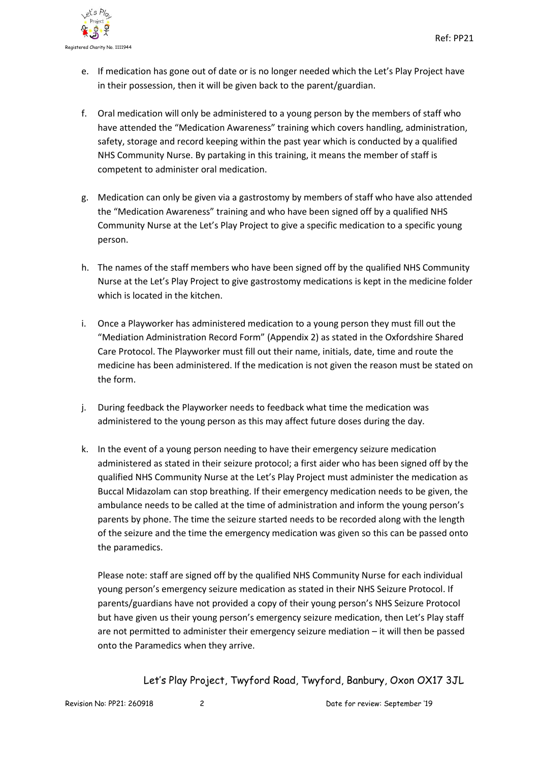e. If medication has gone out of date or is no longer needed which the Let's Play Project have in their possession, then it will be given back to the parent/guardian.

f. Oral medication will only be administered to a young person by the members of staff who have attended the "Medication Awareness" training which covers handling, administration, safety, storage and record keeping within the past year which is conducted by a qualified NHS Community Nurse. By partaking in this training, it means the member of staff is competent to administer oral medication.

g. Medication can only be given via a gastrostomy by members of staff who have also attended the "Medication Awareness" training and who have been signed off by a qualified NHS Community Nurse at the Let's Play Project to give a specific medication to a specific young person.

h. The names of the staff members who have been signed off by the qualified NHS Community Nurse at the Let's Play Project to give gastrostomy medications is kept in the medicine folder which is located in the kitchen.

i. Once a Playworker has administered medication to a young person they must fill out the "Mediation Administration Record Form" (Appendix 2) as stated in the Oxfordshire Shared Care Protocol. The Playworker must fill out their name, initials, date, time and route the medicine has been administered. If the medication is not given the reason must be stated on the form.

j. During feedback the Playworker needs to feedback what time the medication was administered to the young person as this may affect future doses during the day.

k. In the event of a young person needing to have their emergency seizure medication administered as stated in their seizure protocol; a first aider who has been signed off by the qualified NHS Community Nurse at the Let's Play Project must administer the medication as Buccal Midazolam can stop breathing. If their emergency medication needs to be given, the ambulance needs to be called at the time of administration and inform the young person's parents by phone. The time the seizure started needs to be recorded along with the length of the seizure and the time the emergency medication was given so this can be passed onto the paramedics.

   Please note: staff are signed off by the qualified NHS Community Nurse for each individual young person's emergency seizure medication as stated in their NHS Seizure Protocol. If parents/guardians have not provided a copy of their young person's NHS Seizure Protocol but have given us their young person's emergency seizure medication, then Let's Play staff are not permitted to administer their emergency seizure mediation – it will then be passed onto the Paramedics when they arrive.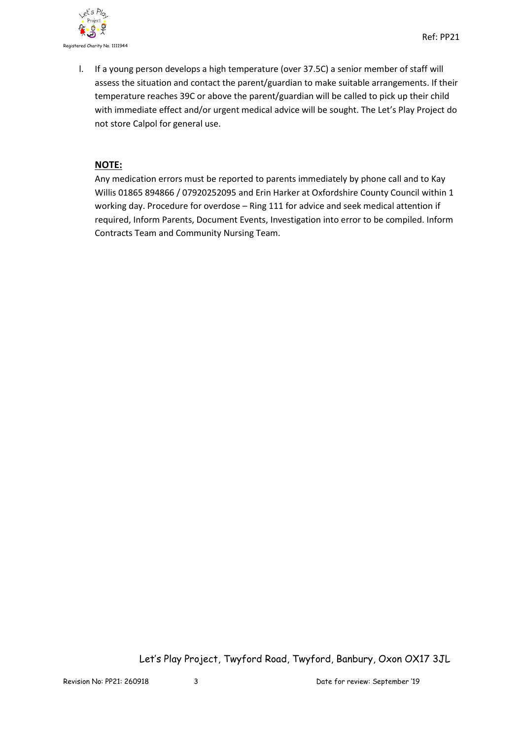l. If a young person develops a high temperature (over 37.5C) a senior member of staff will assess the situation and contact the parent/guardian to make suitable arrangements. If their temperature reaches 39C or above the parent/guardian will be called to pick up their child with immediate effect and/or urgent medical advice will be sought. The Let's Play Project do not store Calpol for general use.

**NOTE:**

Any medication errors must be reported to parents immediately by phone call and to Kay Willis 01865 894866 / 07920252095 and Erin Harker at Oxfordshire County Council within 1 working day. Procedure for overdose – Ring 111 for advice and seek medical attention if required, Inform Parents, Document Events, Investigation into error to be compiled. Inform Contracts Team and Community Nursing Team.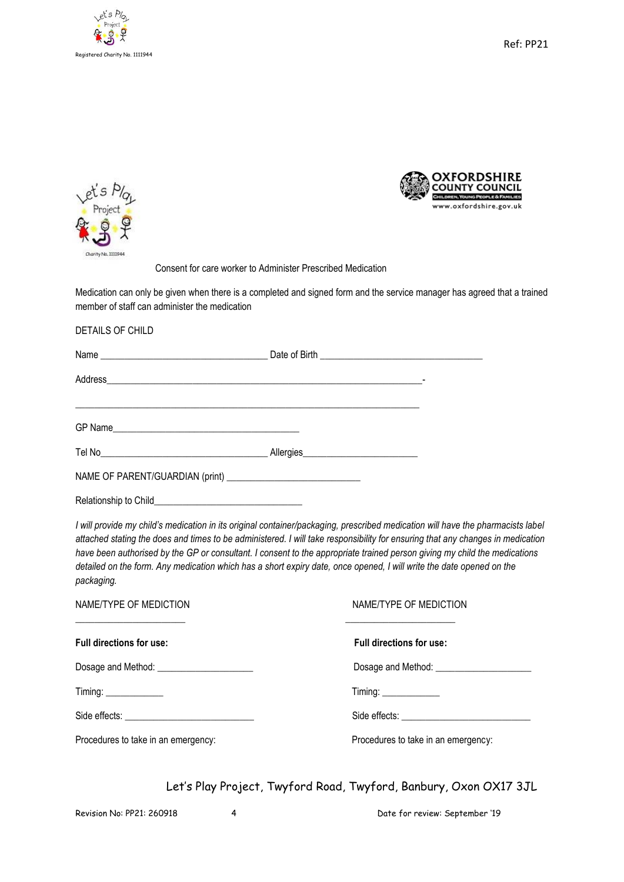Registered Charity No. 1111944

Ref: PP21

Charity No. 1111944

Consent for care worker to Administer Prescribed Medication

Medication can only be given when there is a completed and signed form and the service manager has agreed that a trained member of staff can administer the medication

DETAILS OF CHILD

Name ________________________________ Date of Birth ________________________________

Address____________________________________________________________-

_________________________________________________________________

GP Name_____________________________________

Tel No________________________________ Allergies______________________

NAME OF PARENT/GUARDIAN (print) __________________________

Relationship to Child____________________________

*I will provide my child's medication in its original container/packaging, prescribed medication will have the pharmacists label attached stating the does and times to be administered. I will take responsibility for ensuring that any changes in medication have been authorised by the GP or consultant. I consent to the appropriate trained person giving my child the medications detailed on the form. Any medication which has a short expiry date, once opened, I will write the date opened on the packaging.*

NAME/TYPE OF MEDICTION

_____________________

**Full directions for use:**

Dosage and Method: ___________________

Timing: ___________

Side effects: _________________________

Procedures to take in an emergency:

NAME/TYPE OF MEDICTION

_____________________

**Full directions for use:**

Dosage and Method: ___________________

Timing: ___________

Side effects: _________________________

Procedures to take in an emergency:

Let's Play Project, Twyford Road, Twyford, Banbury, Oxon OX17 3JL

Revision No: PP21: 260918 Date for review: September '19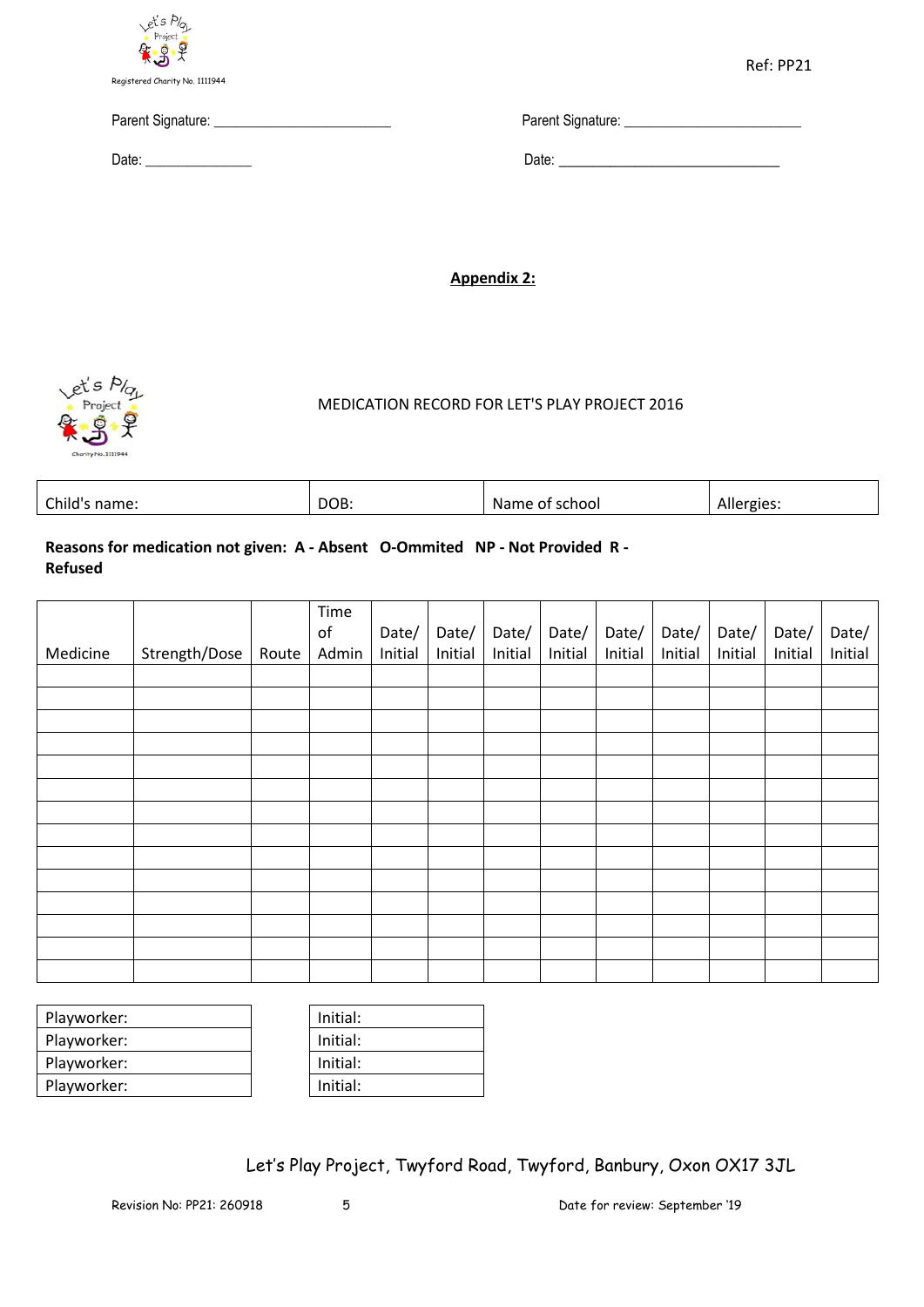Parent Signature: ________________________ Parent Signature: ________________________

Date: _______________ Date: ______________________________

**Appendix 2:**

MEDICATION RECORD FOR LET'S PLAY PROJECT 2016

| Child's name: | DOB: | Name of school | Allergies: |
|---|---|---|---|

**Reasons for medication not given: A - Absent O-Ommited NP - Not Provided R - Refused**

| Medicine | Strength/Dose | Route | Time of Admin | Date/ Initial | Date/ Initial | Date/ Initial | Date/ Initial | Date/ Initial | Date/ Initial | Date/ Initial | Date/ Initial | Date/ Initial |
|---|---|---|---|---|---|---|---|---|---|---|---|---|
| | | | | | | | | | | | | |
| | | | | | | | | | | | | |
| | | | | | | | | | | | | |
| | | | | | | | | | | | | |
| | | | | | | | | | | | | |
| | | | | | | | | | | | | |
| | | | | | | | | | | | | |
| | | | | | | | | | | | | |
| | | | | | | | | | | | | |
| | | | | | | | | | | | | |
| | | | | | | | | | | | | |
| | | | | | | | | | | | | |
| | | | | | | | | | | | | |
| | | | | | | | | | | | | |

| Playworker: | Initial: |
|---|---|
| Playworker: | Initial: |
| Playworker: | Initial: |
| Playworker: | Initial: |

Let's Play Project, Twyford Road, Twyford, Banbury, Oxon OX17 3JL